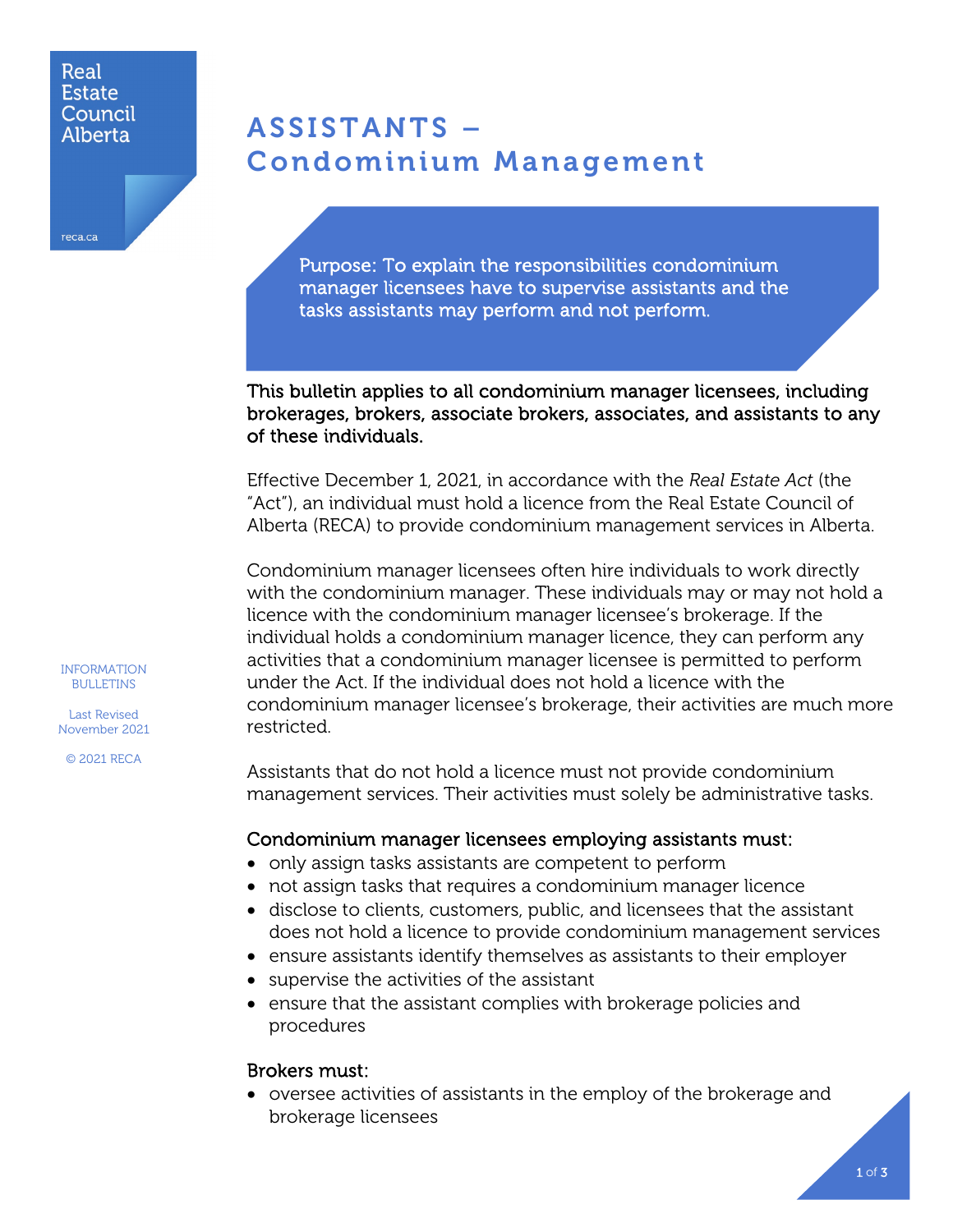Real Estate Council Alberta

reca.ca

# ASSISTANTS – Condominium Management

Purpose: To explain the responsibilities condominium manager licensees have to supervise assistants and the tasks assistants may perform and not perform.

INFORMATION BULLETINS

Last Revised November 2021

© 2021 RECA

**This bulletin applies to all condominium manager licensees, including brokerages, brokers, associate brokers, associates, and assistants to any of these individuals.**

Effective December 1, 2021, in accordance with the *Real Estate Act* (the "Act"), an individual must hold a licence from the Real Estate Council of Alberta (RECA) to provide condominium management services in Alberta.

Condominium manager licensees often hire individuals to work directly with the condominium manager. These individuals may or may not hold a licence with the condominium manager licensee's brokerage. If the individual holds a condominium manager licence, they can perform any activities that a condominium manager licensee is permitted to perform under the Act. If the individual does not hold a licence with the condominium manager licensee's brokerage, their activities are much more restricted.

Assistants that do not hold a licence must not provide condominium management services. Their activities must solely be administrative tasks.

### Condominium manager licensees employing assistants must:

- only assign tasks assistants are competent to perform
- not assign tasks that requires a condominium manager licence
- disclose to clients, customers, public, and licensees that the assistant does not hold a licence to provide condominium management services
- ensure assistants identify themselves as assistants to their employer
- supervise the activities of the assistant
- ensure that the assistant complies with brokerage policies and procedures

### Brokers must:

- oversee activities of assistants in the employ of the brokerage and brokerage licensees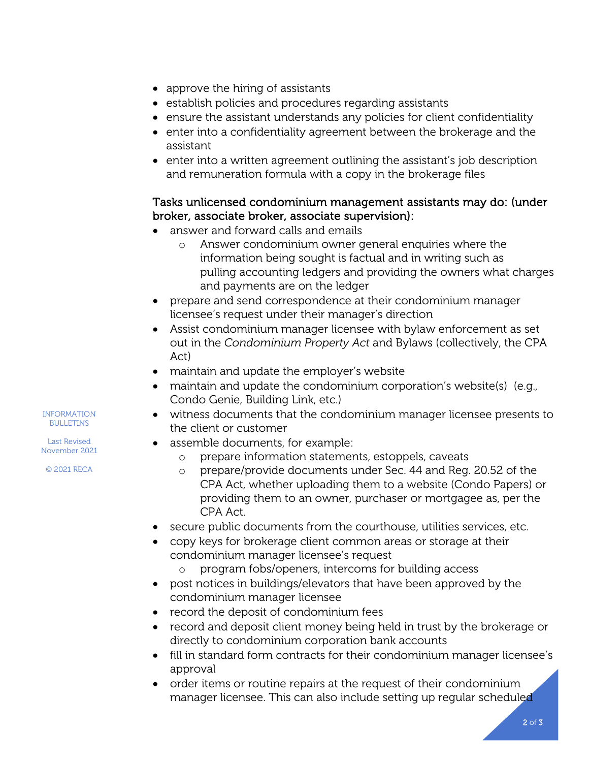- approve the hiring of assistants
- establish policies and procedures regarding assistants
- ensure the assistant understands any policies for client confidentiality
- enter into a confidentiality agreement between the brokerage and the assistant
- enter into a written agreement outlining the assistant's job description and remuneration formula with a copy in the brokerage files

### Tasks unlicensed condominium management assistants may do: (under broker, associate broker, associate supervision):

- answer and forward calls and emails
  - Answer condominium owner general enquiries where the information being sought is factual and in writing such as pulling accounting ledgers and providing the owners what charges and payments are on the ledger
- prepare and send correspondence at their condominium manager licensee's request under their manager's direction
- Assist condominium manager licensee with bylaw enforcement as set out in the *Condominium Property Act* and Bylaws (collectively, the CPA Act)
- maintain and update the employer's website
- maintain and update the condominium corporation's website(s) (e.g., Condo Genie, Building Link, etc.)
- witness documents that the condominium manager licensee presents to the client or customer
- assemble documents, for example:
  - prepare information statements, estoppels, caveats
  - prepare/provide documents under Sec. 44 and Reg. 20.52 of the CPA Act, whether uploading them to a website (Condo Papers) or providing them to an owner, purchaser or mortgagee as, per the CPA Act.
- secure public documents from the courthouse, utilities services, etc.
- copy keys for brokerage client common areas or storage at their condominium manager licensee's request
  - program fobs/openers, intercoms for building access
- post notices in buildings/elevators that have been approved by the condominium manager licensee
- record the deposit of condominium fees
- record and deposit client money being held in trust by the brokerage or directly to condominium corporation bank accounts
- fill in standard form contracts for their condominium manager licensee's approval
- order items or routine repairs at the request of their condominium manager licensee. This can also include setting up regular scheduled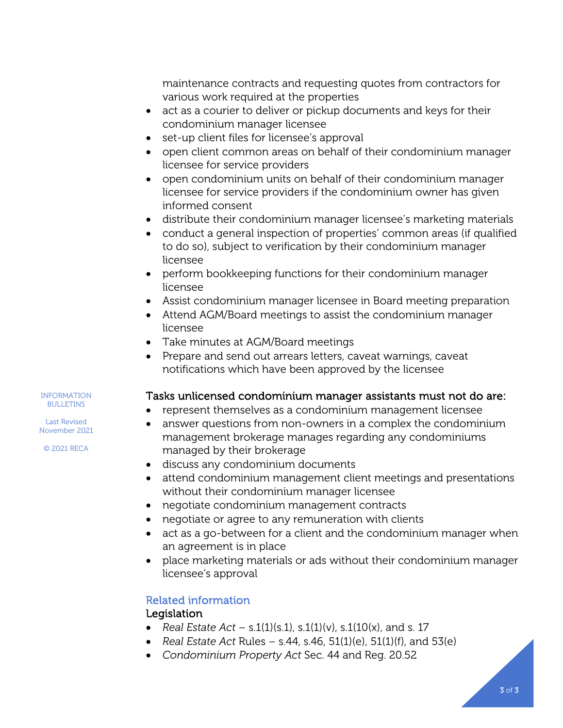maintenance contracts and requesting quotes from contractors for various work required at the properties

- act as a courier to deliver or pickup documents and keys for their condominium manager licensee
- set-up client files for licensee's approval
- open client common areas on behalf of their condominium manager licensee for service providers
- open condominium units on behalf of their condominium manager licensee for service providers if the condominium owner has given informed consent
- distribute their condominium manager licensee's marketing materials
- conduct a general inspection of properties' common areas (if qualified to do so), subject to verification by their condominium manager licensee
- perform bookkeeping functions for their condominium manager licensee
- Assist condominium manager licensee in Board meeting preparation
- Attend AGM/Board meetings to assist the condominium manager licensee
- Take minutes at AGM/Board meetings
- Prepare and send out arrears letters, caveat warnings, caveat notifications which have been approved by the licensee

INFORMATION BULLETINS

Last Revised November 2021

© 2021 RECA

### Tasks unlicensed condominium manager assistants must not do are:

- represent themselves as a condominium management licensee
- answer questions from non-owners in a complex the condominium management brokerage manages regarding any condominiums managed by their brokerage
- discuss any condominium documents
- attend condominium management client meetings and presentations without their condominium manager licensee
- negotiate condominium management contracts
- negotiate or agree to any remuneration with clients
- act as a go-between for a client and the condominium manager when an agreement is in place
- place marketing materials or ads without their condominium manager licensee's approval

## Related information

### Legislation

- *Real Estate Act* – s.1(1)(s.1), s.1(1)(v), s.1(10(x), and s. 17
- *Real Estate Act* Rules – s.44, s.46, 51(1)(e), 51(1)(f), and 53(e)
- *Condominium Property Act* Sec. 44 and Reg. 20.52